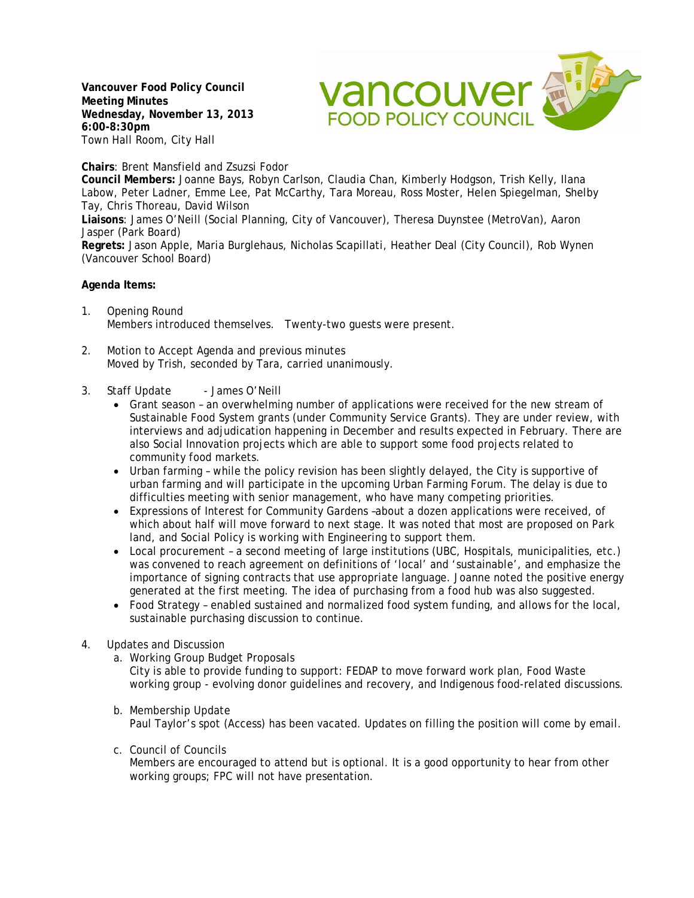**Vancouver Food Policy Council**
**Meeting Minutes**
**Wednesday, November 13, 2013**
**6:00-8:30pm**
Town Hall Room, City Hall

**Chairs**: Brent Mansfield and Zsuzsi Fodor
**Council Members:** Joanne Bays, Robyn Carlson, Claudia Chan, Kimberly Hodgson, Trish Kelly, Ilana Labow, Peter Ladner, Emme Lee, Pat McCarthy, Tara Moreau, Ross Moster, Helen Spiegelman, Shelby Tay, Chris Thoreau, David Wilson
**Liaisons**: James O'Neill (Social Planning, City of Vancouver), Theresa Duynstee (MetroVan), Aaron Jasper (Park Board)
**Regrets:** Jason Apple, Maria Burglehaus, Nicholas Scapillati, Heather Deal (City Council), Rob Wynen (Vancouver School Board)

**Agenda Items:**

1. Opening Round
   Members introduced themselves. Twenty-two guests were present.

2. Motion to Accept Agenda and previous minutes
   Moved by Trish, seconded by Tara, carried unanimously.

3. Staff Update - James O'Neill
   - Grant season – an overwhelming number of applications were received for the new stream of Sustainable Food System grants (under Community Service Grants). They are under review, with interviews and adjudication happening in December and results expected in February. There are also Social Innovation projects which are able to support some food projects related to community food markets.
   - Urban farming – while the policy revision has been slightly delayed, the City is supportive of urban farming and will participate in the upcoming Urban Farming Forum. The delay is due to difficulties meeting with senior management, who have many competing priorities.
   - Expressions of Interest for Community Gardens –about a dozen applications were received, of which about half will move forward to next stage. It was noted that most are proposed on Park land, and Social Policy is working with Engineering to support them.
   - Local procurement – a second meeting of large institutions (UBC, Hospitals, municipalities, etc.) was convened to reach agreement on definitions of 'local' and 'sustainable', and emphasize the importance of signing contracts that use appropriate language. Joanne noted the positive energy generated at the first meeting. The idea of purchasing from a food hub was also suggested.
   - Food Strategy – enabled sustained and normalized food system funding, and allows for the local, sustainable purchasing discussion to continue.

4. Updates and Discussion
   a. Working Group Budget Proposals
      City is able to provide funding to support: FEDAP to move forward work plan, Food Waste working group - evolving donor guidelines and recovery, and Indigenous food-related discussions.

   b. Membership Update
      Paul Taylor's spot (Access) has been vacated. Updates on filling the position will come by email.

   c. Council of Councils
      Members are encouraged to attend but is optional. It is a good opportunity to hear from other working groups; FPC will not have presentation.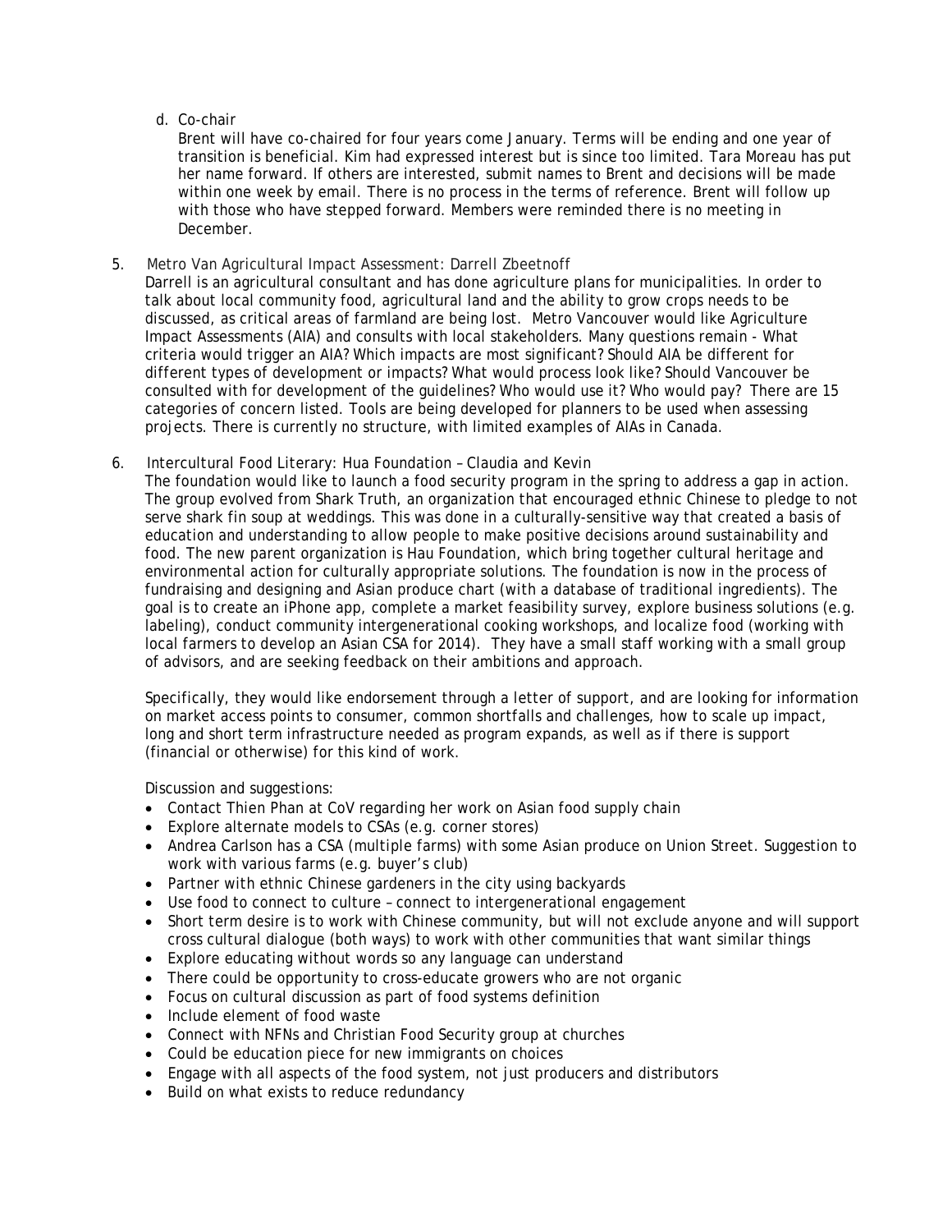d. Co-chair

   Brent will have co-chaired for four years come January. Terms will be ending and one year of transition is beneficial. Kim had expressed interest but is since too limited. Tara Moreau has put her name forward. If others are interested, submit names to Brent and decisions will be made within one week by email. There is no process in the terms of reference. Brent will follow up with those who have stepped forward. Members were reminded there is no meeting in December.

5. Metro Van Agricultural Impact Assessment: Darrell Zbeetnoff

   Darrell is an agricultural consultant and has done agriculture plans for municipalities. In order to talk about local community food, agricultural land and the ability to grow crops needs to be discussed, as critical areas of farmland are being lost. Metro Vancouver would like Agriculture Impact Assessments (AIA) and consults with local stakeholders. Many questions remain - What criteria would trigger an AIA? Which impacts are most significant? Should AIA be different for different types of development or impacts? What would process look like? Should Vancouver be consulted with for development of the guidelines? Who would use it? Who would pay? There are 15 categories of concern listed. Tools are being developed for planners to be used when assessing projects. There is currently no structure, with limited examples of AIAs in Canada.

6. Intercultural Food Literary: Hua Foundation – Claudia and Kevin

   The foundation would like to launch a food security program in the spring to address a gap in action. The group evolved from Shark Truth, an organization that encouraged ethnic Chinese to pledge to not serve shark fin soup at weddings. This was done in a culturally-sensitive way that created a basis of education and understanding to allow people to make positive decisions around sustainability and food. The new parent organization is Hau Foundation, which bring together cultural heritage and environmental action for culturally appropriate solutions. The foundation is now in the process of fundraising and designing and Asian produce chart (with a database of traditional ingredients). The goal is to create an iPhone app, complete a market feasibility survey, explore business solutions (e.g. labeling), conduct community intergenerational cooking workshops, and localize food (working with local farmers to develop an Asian CSA for 2014). They have a small staff working with a small group of advisors, and are seeking feedback on their ambitions and approach.

   Specifically, they would like endorsement through a letter of support, and are looking for information on market access points to consumer, common shortfalls and challenges, how to scale up impact, long and short term infrastructure needed as program expands, as well as if there is support (financial or otherwise) for this kind of work.

   Discussion and suggestions:

   - Contact Thien Phan at CoV regarding her work on Asian food supply chain
   - Explore alternate models to CSAs (e.g. corner stores)
   - Andrea Carlson has a CSA (multiple farms) with some Asian produce on Union Street. Suggestion to work with various farms (e.g. buyer's club)
   - Partner with ethnic Chinese gardeners in the city using backyards
   - Use food to connect to culture – connect to intergenerational engagement
   - Short term desire is to work with Chinese community, but will not exclude anyone and will support cross cultural dialogue (both ways) to work with other communities that want similar things
   - Explore educating without words so any language can understand
   - There could be opportunity to cross-educate growers who are not organic
   - Focus on cultural discussion as part of food systems definition
   - Include element of food waste
   - Connect with NFNs and Christian Food Security group at churches
   - Could be education piece for new immigrants on choices
   - Engage with all aspects of the food system, not just producers and distributors
   - Build on what exists to reduce redundancy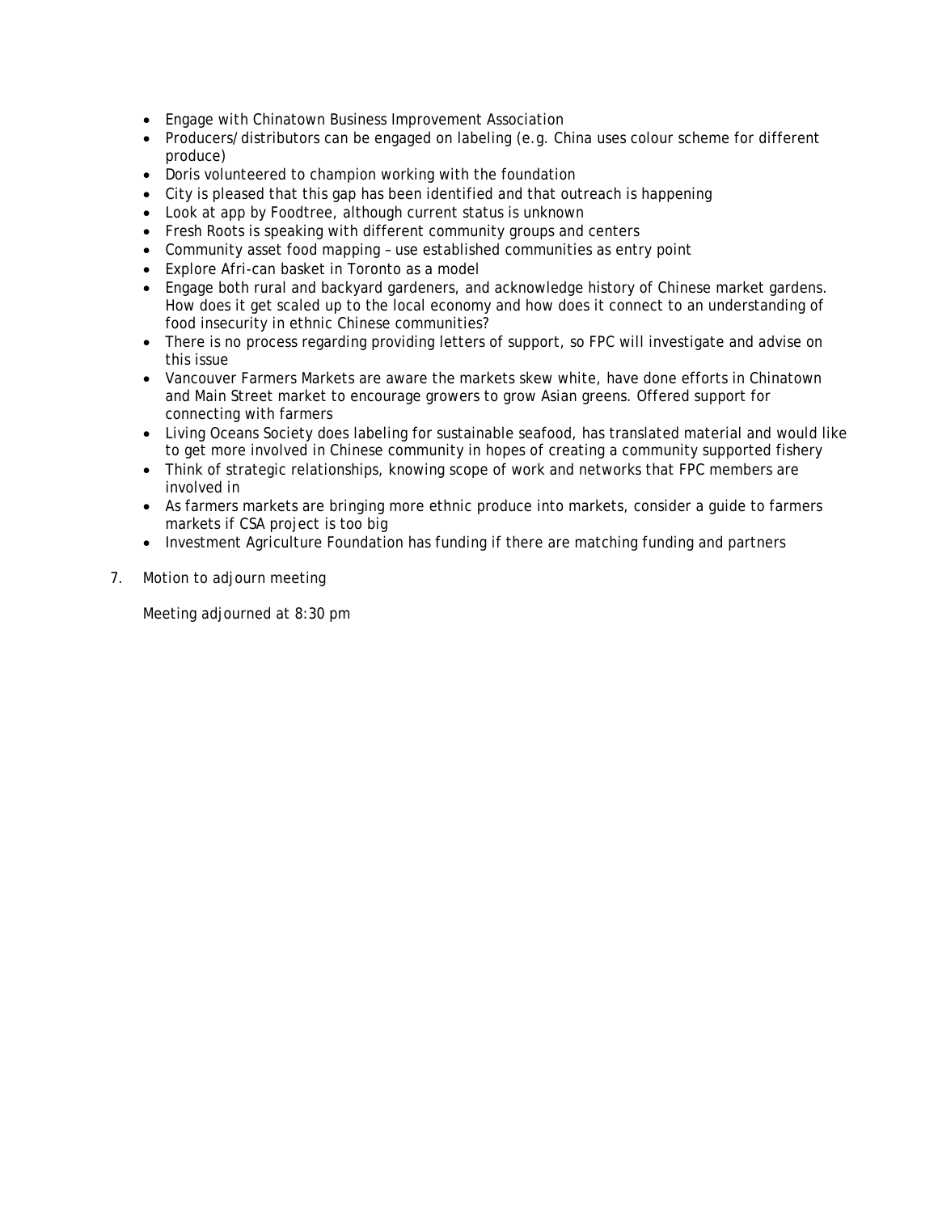- Engage with Chinatown Business Improvement Association
- Producers/distributors can be engaged on labeling (e.g. China uses colour scheme for different produce)
- Doris volunteered to champion working with the foundation
- City is pleased that this gap has been identified and that outreach is happening
- Look at app by Foodtree, although current status is unknown
- Fresh Roots is speaking with different community groups and centers
- Community asset food mapping – use established communities as entry point
- Explore Afri-can basket in Toronto as a model
- Engage both rural and backyard gardeners, and acknowledge history of Chinese market gardens. How does it get scaled up to the local economy and how does it connect to an understanding of food insecurity in ethnic Chinese communities?
- There is no process regarding providing letters of support, so FPC will investigate and advise on this issue
- Vancouver Farmers Markets are aware the markets skew white, have done efforts in Chinatown and Main Street market to encourage growers to grow Asian greens. Offered support for connecting with farmers
- Living Oceans Society does labeling for sustainable seafood, has translated material and would like to get more involved in Chinese community in hopes of creating a community supported fishery
- Think of strategic relationships, knowing scope of work and networks that FPC members are involved in
- As farmers markets are bringing more ethnic produce into markets, consider a guide to farmers markets if CSA project is too big
- Investment Agriculture Foundation has funding if there are matching funding and partners

7. Motion to adjourn meeting

   Meeting adjourned at 8:30 pm